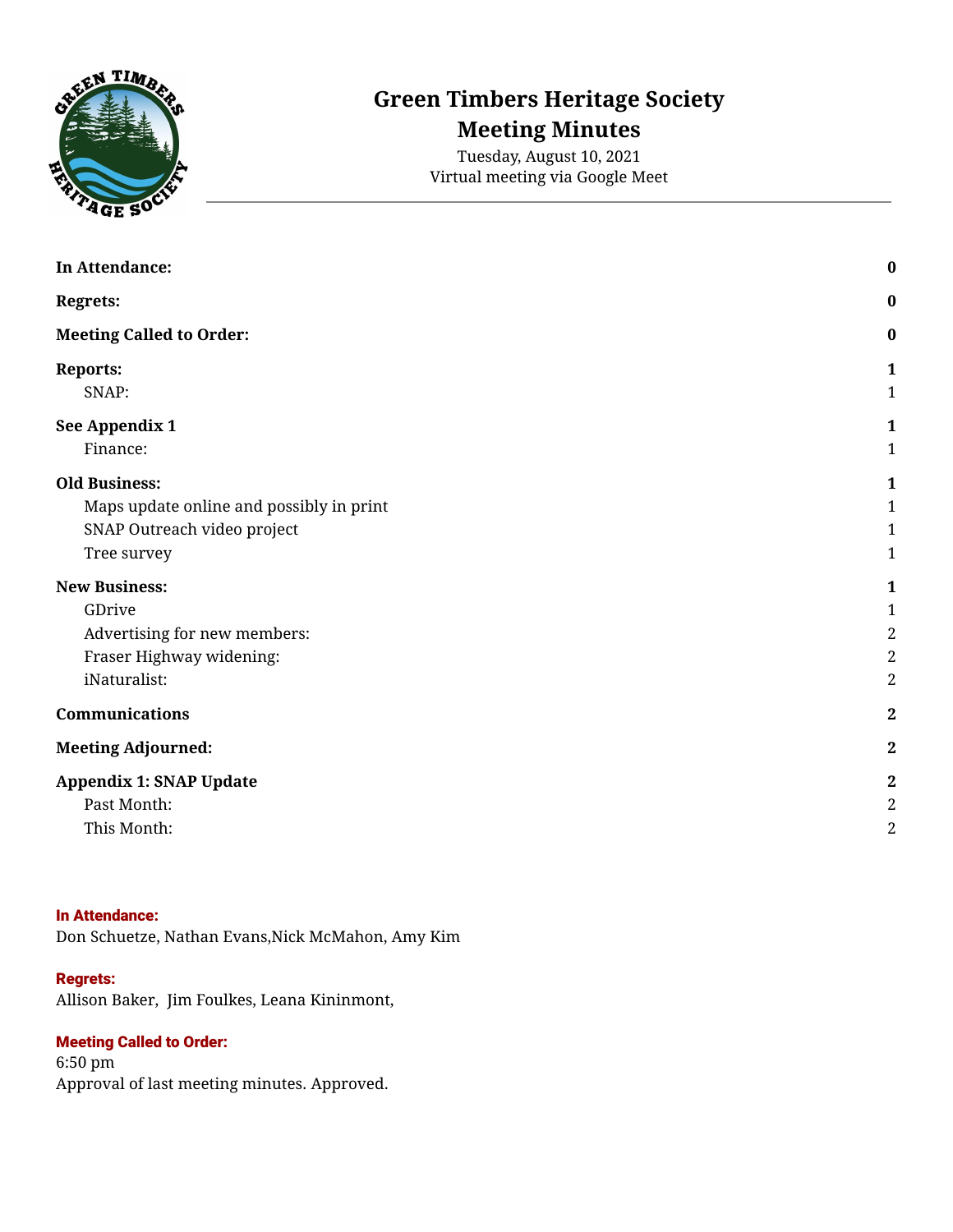# Green Timbers Heritage Society
## Meeting Minutes

Tuesday, August 10, 2021
Virtual meeting via Google Meet

---

| | |
|---|---|
| **In Attendance:** | **0** |
| **Regrets:** | **0** |
| **Meeting Called to Order:** | **0** |
| **Reports:** | **1** |
| SNAP: | 1 |
| **See Appendix 1** | **1** |
| Finance: | 1 |
| **Old Business:** | **1** |
| Maps update online and possibly in print | 1 |
| SNAP Outreach video project | 1 |
| Tree survey | 1 |
| **New Business:** | **1** |
| GDrive | 1 |
| Advertising for new members: | 2 |
| Fraser Highway widening: | 2 |
| iNaturalist: | 2 |
| **Communications** | **2** |
| **Meeting Adjourned:** | **2** |
| **Appendix 1: SNAP Update** | **2** |
| Past Month: | 2 |
| This Month: | 2 |

### In Attendance:
Don Schuetze, Nathan Evans,Nick McMahon, Amy Kim

### Regrets:
Allison Baker, Jim Foulkes, Leana Kininmont,

### Meeting Called to Order:
6:50 pm
Approval of last meeting minutes. Approved.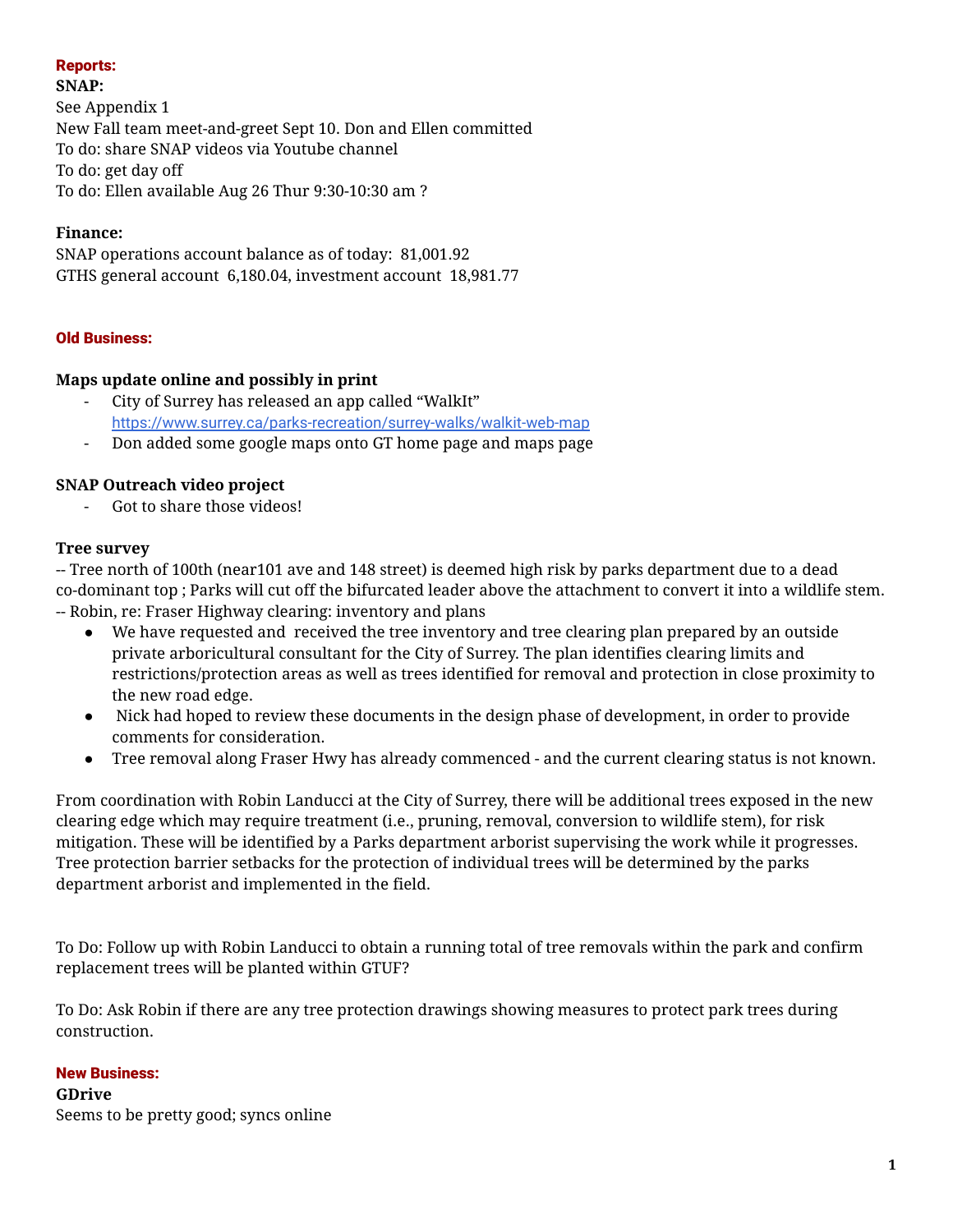## Reports:

**SNAP:**
See Appendix 1
New Fall team meet-and-greet Sept 10. Don and Ellen committed
To do: share SNAP videos via Youtube channel
To do: get day off
To do: Ellen available Aug 26 Thur 9:30-10:30 am ?

**Finance:**
SNAP operations account balance as of today: 81,001.92
GTHS general account 6,180.04, investment account 18,981.77

## Old Business:

**Maps update online and possibly in print**

- City of Surrey has released an app called "WalkIt" https://www.surrey.ca/parks-recreation/surrey-walks/walkit-web-map
- Don added some google maps onto GT home page and maps page

**SNAP Outreach video project**

- Got to share those videos!

**Tree survey**

-- Tree north of 100th (near101 ave and 148 street) is deemed high risk by parks department due to a dead co-dominant top ; Parks will cut off the bifurcated leader above the attachment to convert it into a wildlife stem.
-- Robin, re: Fraser Highway clearing: inventory and plans

- We have requested and received the tree inventory and tree clearing plan prepared by an outside private arboricultural consultant for the City of Surrey. The plan identifies clearing limits and restrictions/protection areas as well as trees identified for removal and protection in close proximity to the new road edge.
- Nick had hoped to review these documents in the design phase of development, in order to provide comments for consideration.
- Tree removal along Fraser Hwy has already commenced - and the current clearing status is not known.

From coordination with Robin Landucci at the City of Surrey, there will be additional trees exposed in the new clearing edge which may require treatment (i.e., pruning, removal, conversion to wildlife stem), for risk mitigation. These will be identified by a Parks department arborist supervising the work while it progresses. Tree protection barrier setbacks for the protection of individual trees will be determined by the parks department arborist and implemented in the field.

To Do: Follow up with Robin Landucci to obtain a running total of tree removals within the park and confirm replacement trees will be planted within GTUF?

To Do: Ask Robin if there are any tree protection drawings showing measures to protect park trees during construction.

## New Business:

**GDrive**
Seems to be pretty good; syncs online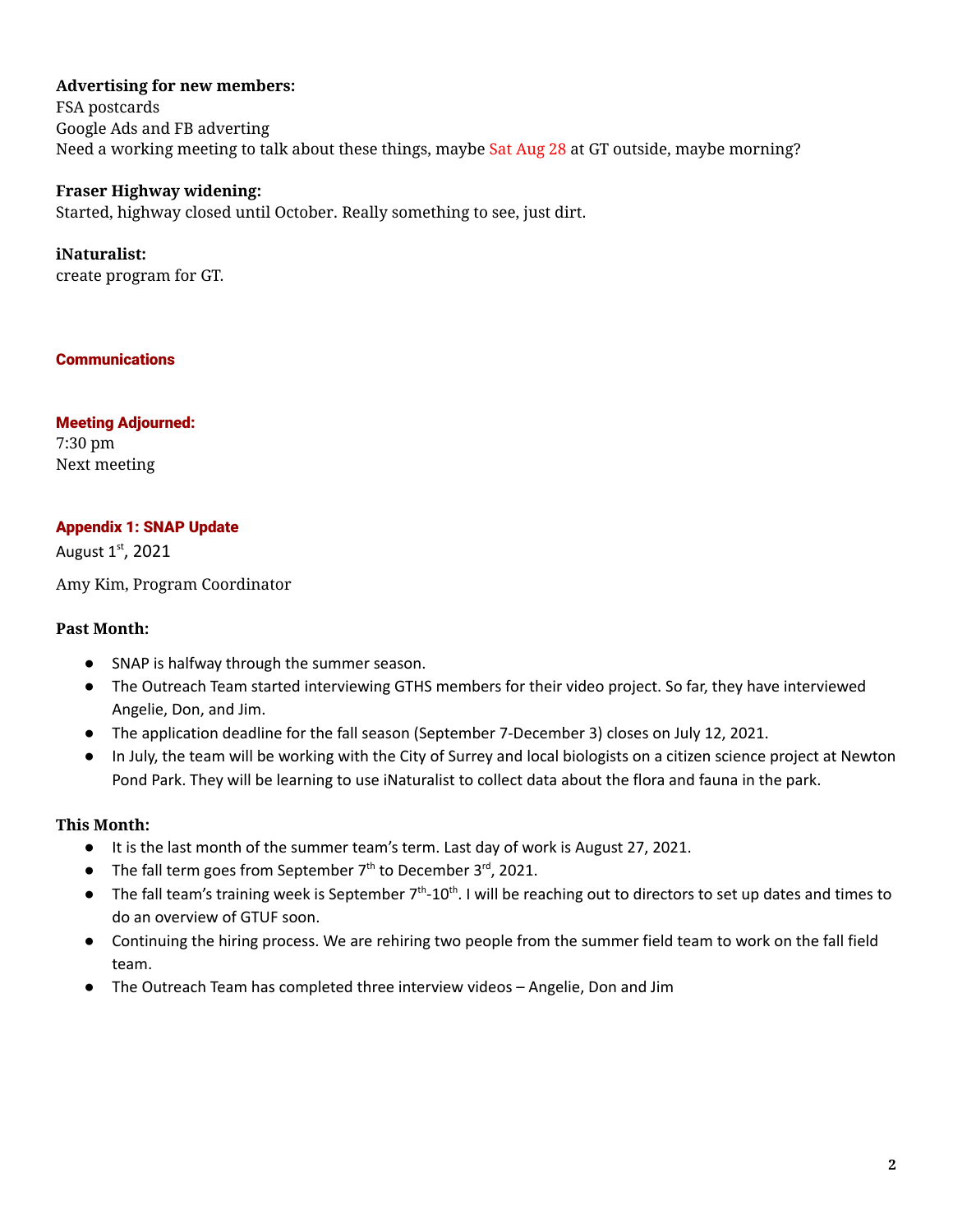**Advertising for new members:**
FSA postcards
Google Ads and FB adverting
Need a working meeting to talk about these things, maybe Sat Aug 28 at GT outside, maybe morning?

**Fraser Highway widening:**
Started, highway closed until October. Really something to see, just dirt.

**iNaturalist:**
create program for GT.

## Communications

## Meeting Adjourned:

7:30 pm
Next meeting

## Appendix 1: SNAP Update

August 1st, 2021

Amy Kim, Program Coordinator

**Past Month:**

- SNAP is halfway through the summer season.
- The Outreach Team started interviewing GTHS members for their video project. So far, they have interviewed Angelie, Don, and Jim.
- The application deadline for the fall season (September 7-December 3) closes on July 12, 2021.
- In July, the team will be working with the City of Surrey and local biologists on a citizen science project at Newton Pond Park. They will be learning to use iNaturalist to collect data about the flora and fauna in the park.

**This Month:**

- It is the last month of the summer team's term. Last day of work is August 27, 2021.
- The fall term goes from September 7th to December 3rd, 2021.
- The fall team's training week is September 7th-10th. I will be reaching out to directors to set up dates and times to do an overview of GTUF soon.
- Continuing the hiring process. We are rehiring two people from the summer field team to work on the fall field team.
- The Outreach Team has completed three interview videos – Angelie, Don and Jim